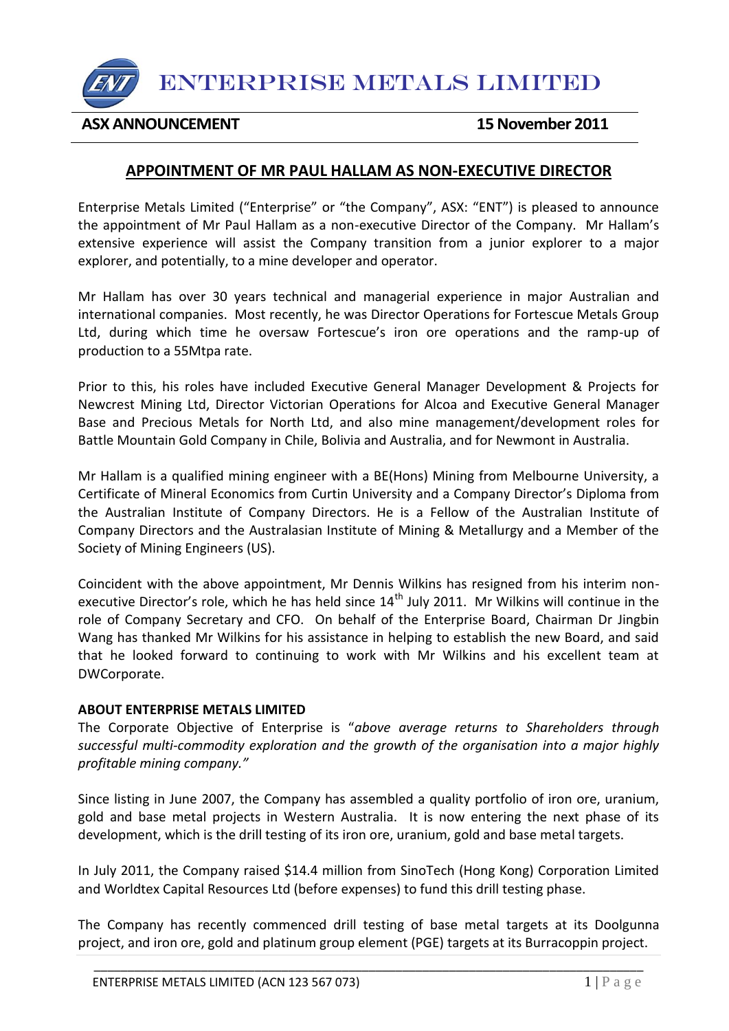# ENTERPRISE METALS LIMITED

**ASX ANNOUNCEMENT** **15 November 2011**

## APPOINTMENT OF MR PAUL HALLAM AS NON-EXECUTIVE DIRECTOR

Enterprise Metals Limited ("Enterprise" or "the Company", ASX: "ENT") is pleased to announce the appointment of Mr Paul Hallam as a non-executive Director of the Company. Mr Hallam's extensive experience will assist the Company transition from a junior explorer to a major explorer, and potentially, to a mine developer and operator.

Mr Hallam has over 30 years technical and managerial experience in major Australian and international companies. Most recently, he was Director Operations for Fortescue Metals Group Ltd, during which time he oversaw Fortescue's iron ore operations and the ramp-up of production to a 55Mtpa rate.

Prior to this, his roles have included Executive General Manager Development & Projects for Newcrest Mining Ltd, Director Victorian Operations for Alcoa and Executive General Manager Base and Precious Metals for North Ltd, and also mine management/development roles for Battle Mountain Gold Company in Chile, Bolivia and Australia, and for Newmont in Australia.

Mr Hallam is a qualified mining engineer with a BE(Hons) Mining from Melbourne University, a Certificate of Mineral Economics from Curtin University and a Company Director's Diploma from the Australian Institute of Company Directors. He is a Fellow of the Australian Institute of Company Directors and the Australasian Institute of Mining & Metallurgy and a Member of the Society of Mining Engineers (US).

Coincident with the above appointment, Mr Dennis Wilkins has resigned from his interim non-executive Director's role, which he has held since 14th July 2011. Mr Wilkins will continue in the role of Company Secretary and CFO. On behalf of the Enterprise Board, Chairman Dr Jingbin Wang has thanked Mr Wilkins for his assistance in helping to establish the new Board, and said that he looked forward to continuing to work with Mr Wilkins and his excellent team at DWCorporate.

**ABOUT ENTERPRISE METALS LIMITED**

The Corporate Objective of Enterprise is "*above average returns to Shareholders through successful multi-commodity exploration and the growth of the organisation into a major highly profitable mining company."*

Since listing in June 2007, the Company has assembled a quality portfolio of iron ore, uranium, gold and base metal projects in Western Australia. It is now entering the next phase of its development, which is the drill testing of its iron ore, uranium, gold and base metal targets.

In July 2011, the Company raised $14.4 million from SinoTech (Hong Kong) Corporation Limited and Worldtex Capital Resources Ltd (before expenses) to fund this drill testing phase.

The Company has recently commenced drill testing of base metal targets at its Doolgunna project, and iron ore, gold and platinum group element (PGE) targets at its Burracoppin project.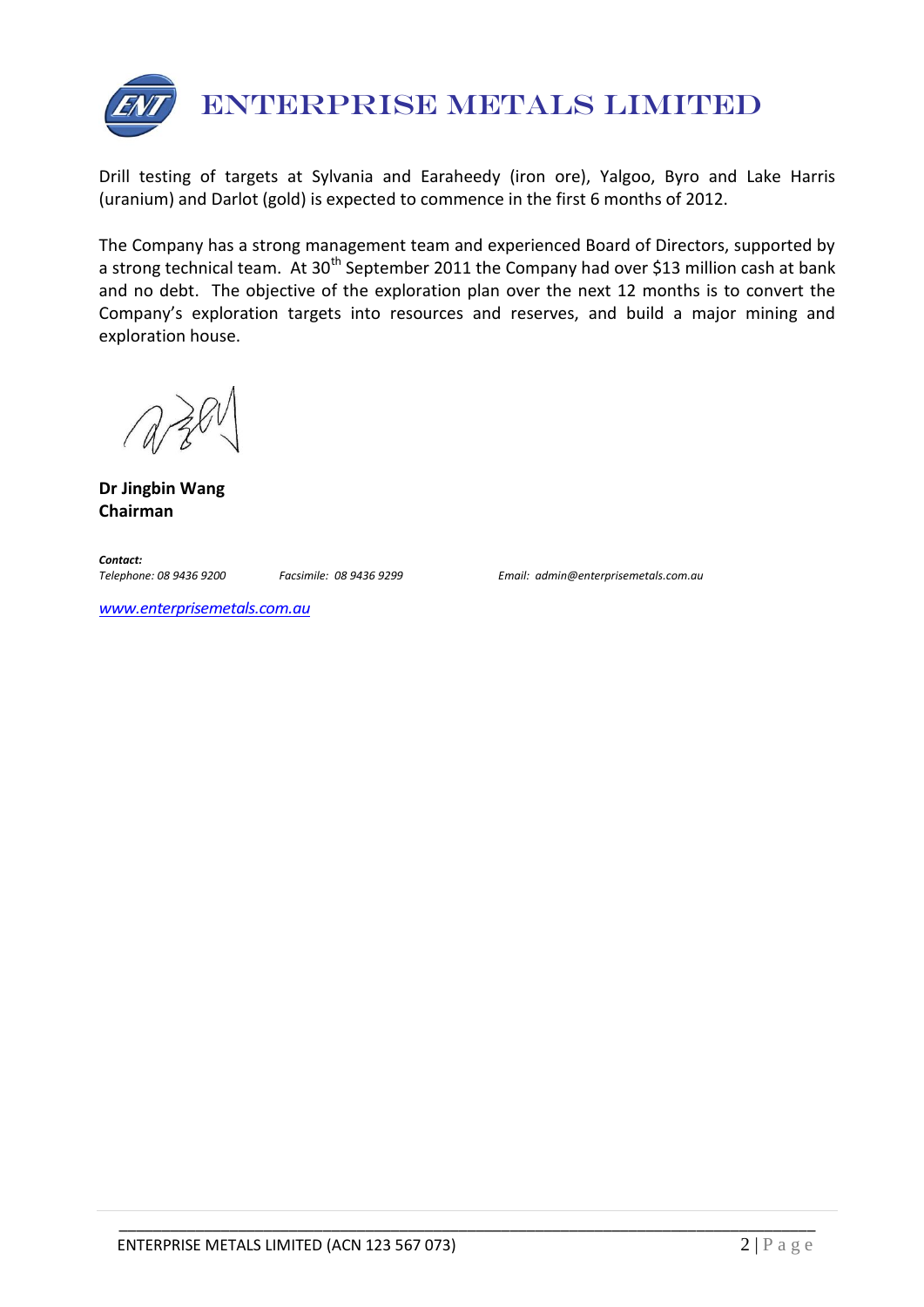Drill testing of targets at Sylvania and Earaheedy (iron ore), Yalgoo, Byro and Lake Harris (uranium) and Darlot (gold) is expected to commence in the first 6 months of 2012.

The Company has a strong management team and experienced Board of Directors, supported by a strong technical team. At 30th September 2011 the Company had over $13 million cash at bank and no debt. The objective of the exploration plan over the next 12 months is to convert the Company's exploration targets into resources and reserves, and build a major mining and exploration house.

**Dr Jingbin Wang**
**Chairman**

***Contact:***
*Telephone: 08 9436 9200* *Facsimile: 08 9436 9299* *Email: admin@enterprisemetals.com.au*

*www.enterprisemetals.com.au*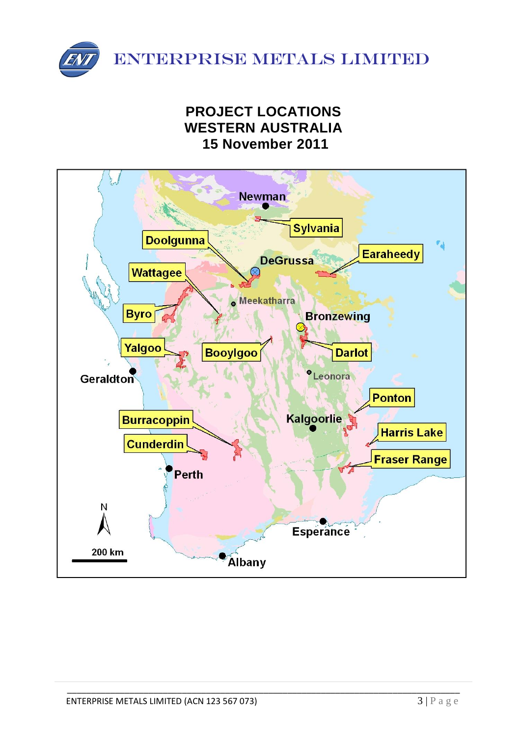ENTERPRISE METALS LIMITED

# PROJECT LOCATIONS
# WESTERN AUSTRALIA
# 15 November 2011

Newman
Sylvania
Doolgunna
Earaheedy
DeGrussa
Wattagee
Meekatharra
Byro
Bronzewing
Yalgoo
Booylgoo
Darlot
Geraldton
Leonora
Ponton
Kalgoorlie
Harris Lake
Burracoppin
Cunderdin
Fraser Range
Perth
N
Esperance
200 km
Albany